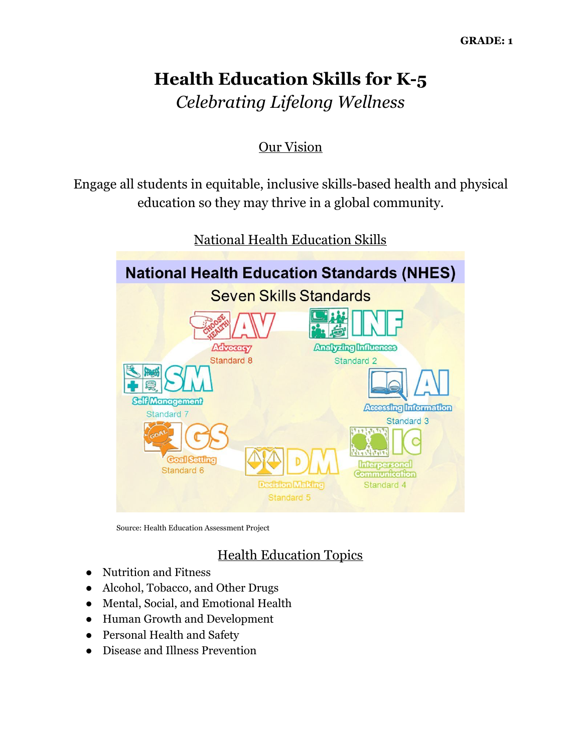**GRADE: 1**

# Health Education Skills for K-5

*Celebrating Lifelong Wellness*

## Our Vision

Engage all students in equitable, inclusive skills-based health and physical education so they may thrive in a global community.

## National Health Education Skills

**National Health Education Standards (NHES)**

Seven Skills Standards

- INF — Analyzing Influences — Standard 2
- AI — Accessing Information — Standard 3
- IC — Interpersonal Communication — Standard 4
- DM — Decision Making — Standard 5
- GS — Goal Setting — Standard 6
- SM — Self Management — Standard 7
- AV — Advocacy — Standard 8

Source: Health Education Assessment Project

## Health Education Topics

- Nutrition and Fitness
- Alcohol, Tobacco, and Other Drugs
- Mental, Social, and Emotional Health
- Human Growth and Development
- Personal Health and Safety
- Disease and Illness Prevention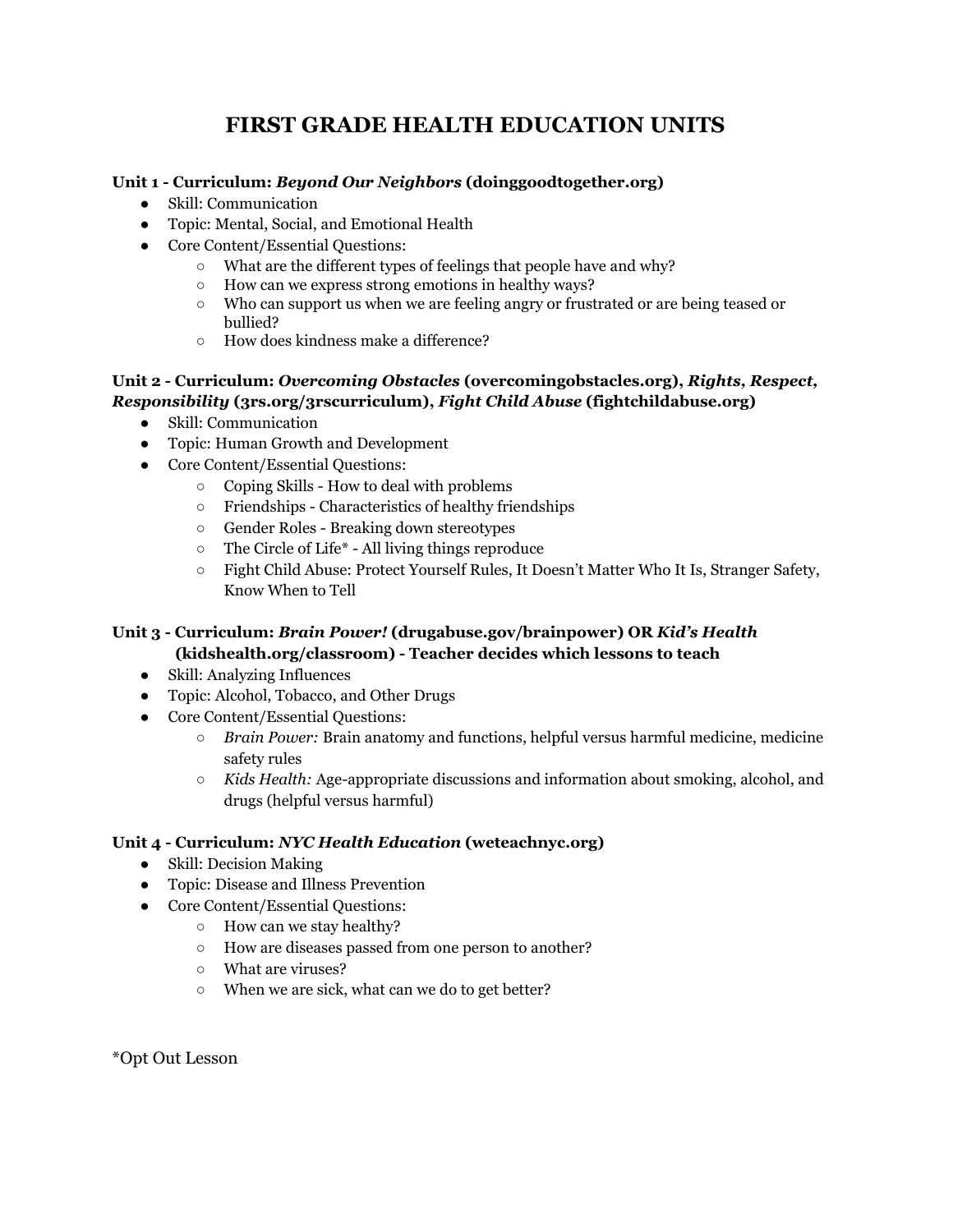# FIRST GRADE HEALTH EDUCATION UNITS

**Unit 1 - Curriculum: *Beyond Our Neighbors* (doinggoodtogether.org)**

- Skill: Communication
- Topic: Mental, Social, and Emotional Health
- Core Content/Essential Questions:
  - What are the different types of feelings that people have and why?
  - How can we express strong emotions in healthy ways?
  - Who can support us when we are feeling angry or frustrated or are being teased or bullied?
  - How does kindness make a difference?

**Unit 2 - Curriculum: *Overcoming Obstacles* (overcomingobstacles.org), *Rights, Respect, Responsibility* (3rs.org/3rscurriculum), *Fight Child Abuse* (fightchildabuse.org)**

- Skill: Communication
- Topic: Human Growth and Development
- Core Content/Essential Questions:
  - Coping Skills - How to deal with problems
  - Friendships - Characteristics of healthy friendships
  - Gender Roles - Breaking down stereotypes
  - The Circle of Life* - All living things reproduce
  - Fight Child Abuse: Protect Yourself Rules, It Doesn't Matter Who It Is, Stranger Safety, Know When to Tell

**Unit 3 - Curriculum: *Brain Power!* (drugabuse.gov/brainpower) OR *Kid's Health* (kidshealth.org/classroom) - Teacher decides which lessons to teach**

- Skill: Analyzing Influences
- Topic: Alcohol, Tobacco, and Other Drugs
- Core Content/Essential Questions:
  - *Brain Power:* Brain anatomy and functions, helpful versus harmful medicine, medicine safety rules
  - *Kids Health:* Age-appropriate discussions and information about smoking, alcohol, and drugs (helpful versus harmful)

**Unit 4 - Curriculum: *NYC Health Education* (weteachnyc.org)**

- Skill: Decision Making
- Topic: Disease and Illness Prevention
- Core Content/Essential Questions:
  - How can we stay healthy?
  - How are diseases passed from one person to another?
  - What are viruses?
  - When we are sick, what can we do to get better?

*Opt Out Lesson